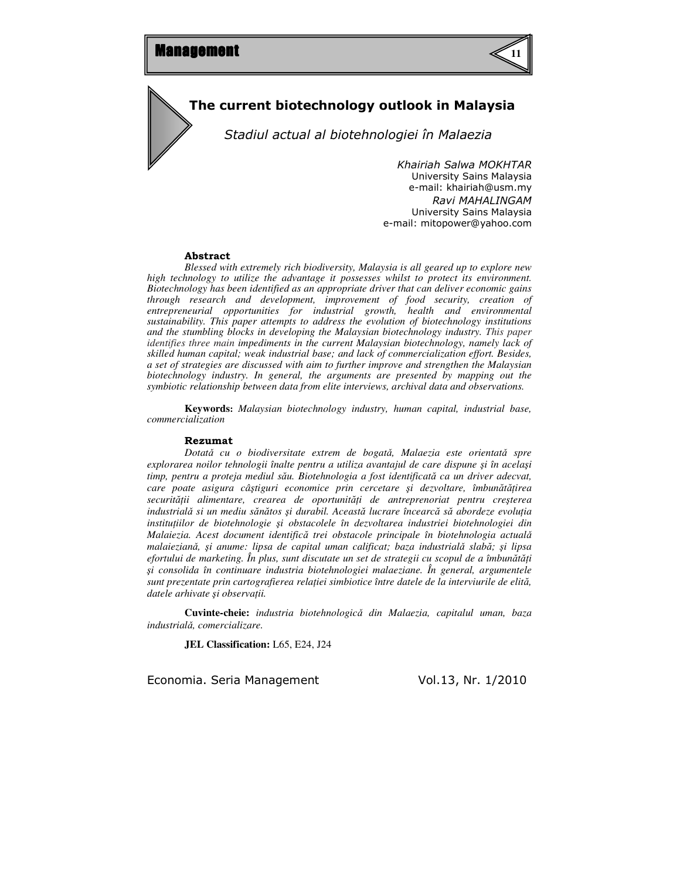# The current biotechnology outlook in Malaysia

## *Stadiul actual al biotehnologiei în Malaezia*

*Khairiah Salwa MOKHTAR*
University Sains Malaysia
e-mail: khairiah@usm.my

*Ravi MAHALINGAM*
University Sains Malaysia
e-mail: mitopower@yahoo.com

### Abstract

*Blessed with extremely rich biodiversity, Malaysia is all geared up to explore new high technology to utilize the advantage it possesses whilst to protect its environment. Biotechnology has been identified as an appropriate driver that can deliver economic gains through research and development, improvement of food security, creation of entrepreneurial opportunities for industrial growth, health and environmental sustainability. This paper attempts to address the evolution of biotechnology institutions and the stumbling blocks in developing the Malaysian biotechnology industry. This paper identifies three main impediments in the current Malaysian biotechnology, namely lack of skilled human capital; weak industrial base; and lack of commercialization effort. Besides, a set of strategies are discussed with aim to further improve and strengthen the Malaysian biotechnology industry. In general, the arguments are presented by mapping out the symbiotic relationship between data from elite interviews, archival data and observations.*

**Keywords:** *Malaysian biotechnology industry, human capital, industrial base, commercialization*

### Rezumat

*Dotată cu o biodiversitate extrem de bogată, Malaezia este orientată spre explorarea noilor tehnologii înalte pentru a utiliza avantajul de care dispune şi în acelaşi timp, pentru a proteja mediul său. Biotehnologia a fost identificată ca un driver adecvat, care poate asigura câştiguri economice prin cercetare şi dezvoltare, îmbunătățirea securității alimentare, crearea de oportunități de antreprenoriat pentru creşterea industrială si un mediu sănătos şi durabil. Această lucrare încearcă să abordeze evoluția instituțiilor de biotehnologie şi obstacolele în dezvoltarea industriei biotehnologiei din Malaiezia. Acest document identifică trei obstacole principale în biotehnologia actuală malaieziană, şi anume: lipsa de capital uman calificat; baza industrială slabă; şi lipsa efortului de marketing. În plus, sunt discutate un set de strategii cu scopul de a îmbunătăți şi consolida în continuare industria biotehnologiei malaeziane. În general, argumentele sunt prezentate prin cartografierea relației simbiotice între datele de la interviurile de elită, datele arhivate şi observații.*

**Cuvinte-cheie:** *industria biotehnologică din Malaezia, capitalul uman, baza industrială, comercializare.*

**JEL Classification:** L65, E24, J24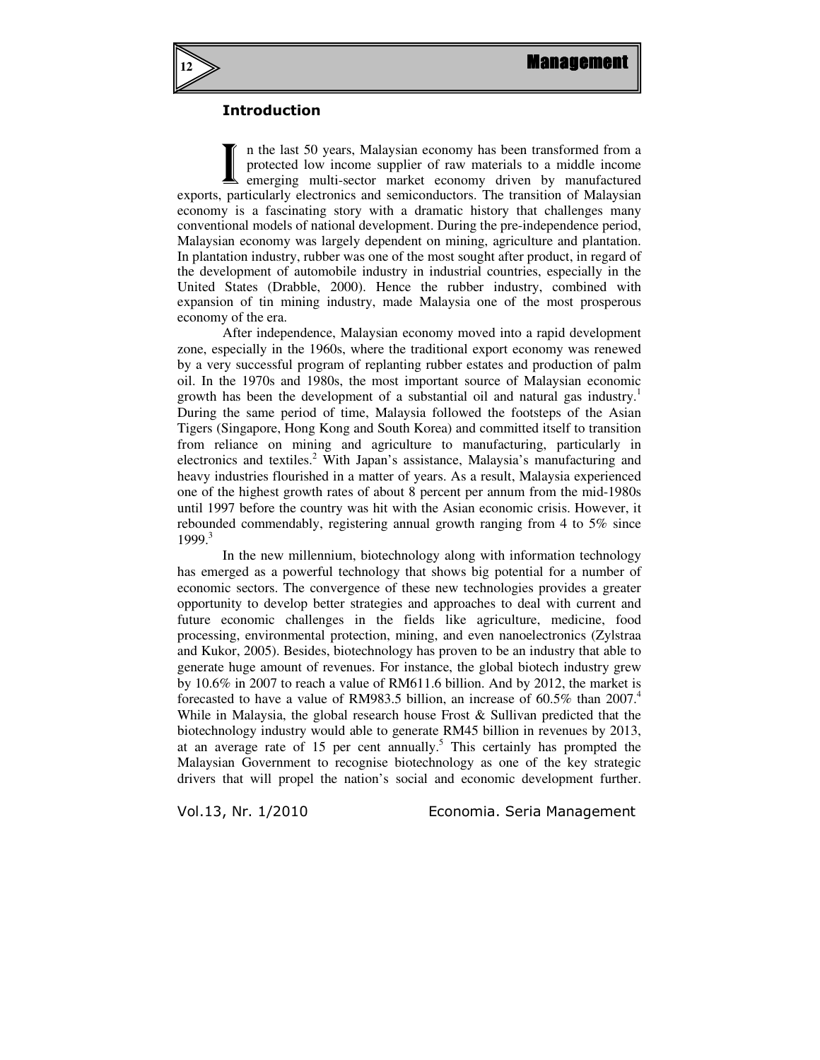## Introduction

In the last 50 years, Malaysian economy has been transformed from a protected low income supplier of raw materials to a middle income emerging multi-sector market economy driven by manufactured exports, particularly electronics and semiconductors. The transition of Malaysian economy is a fascinating story with a dramatic history that challenges many conventional models of national development. During the pre-independence period, Malaysian economy was largely dependent on mining, agriculture and plantation. In plantation industry, rubber was one of the most sought after product, in regard of the development of automobile industry in industrial countries, especially in the United States (Drabble, 2000). Hence the rubber industry, combined with expansion of tin mining industry, made Malaysia one of the most prosperous economy of the era.

After independence, Malaysian economy moved into a rapid development zone, especially in the 1960s, where the traditional export economy was renewed by a very successful program of replanting rubber estates and production of palm oil. In the 1970s and 1980s, the most important source of Malaysian economic growth has been the development of a substantial oil and natural gas industry.[1] During the same period of time, Malaysia followed the footsteps of the Asian Tigers (Singapore, Hong Kong and South Korea) and committed itself to transition from reliance on mining and agriculture to manufacturing, particularly in electronics and textiles.[2] With Japan's assistance, Malaysia's manufacturing and heavy industries flourished in a matter of years. As a result, Malaysia experienced one of the highest growth rates of about 8 percent per annum from the mid-1980s until 1997 before the country was hit with the Asian economic crisis. However, it rebounded commendably, registering annual growth ranging from 4 to 5% since 1999.[3]

In the new millennium, biotechnology along with information technology has emerged as a powerful technology that shows big potential for a number of economic sectors. The convergence of these new technologies provides a greater opportunity to develop better strategies and approaches to deal with current and future economic challenges in the fields like agriculture, medicine, food processing, environmental protection, mining, and even nanoelectronics (Zylstraa and Kukor, 2005). Besides, biotechnology has proven to be an industry that able to generate huge amount of revenues. For instance, the global biotech industry grew by 10.6% in 2007 to reach a value of RM611.6 billion. And by 2012, the market is forecasted to have a value of RM983.5 billion, an increase of 60.5% than 2007.[4] While in Malaysia, the global research house Frost & Sullivan predicted that the biotechnology industry would able to generate RM45 billion in revenues by 2013, at an average rate of 15 per cent annually.[5] This certainly has prompted the Malaysian Government to recognise biotechnology as one of the key strategic drivers that will propel the nation's social and economic development further.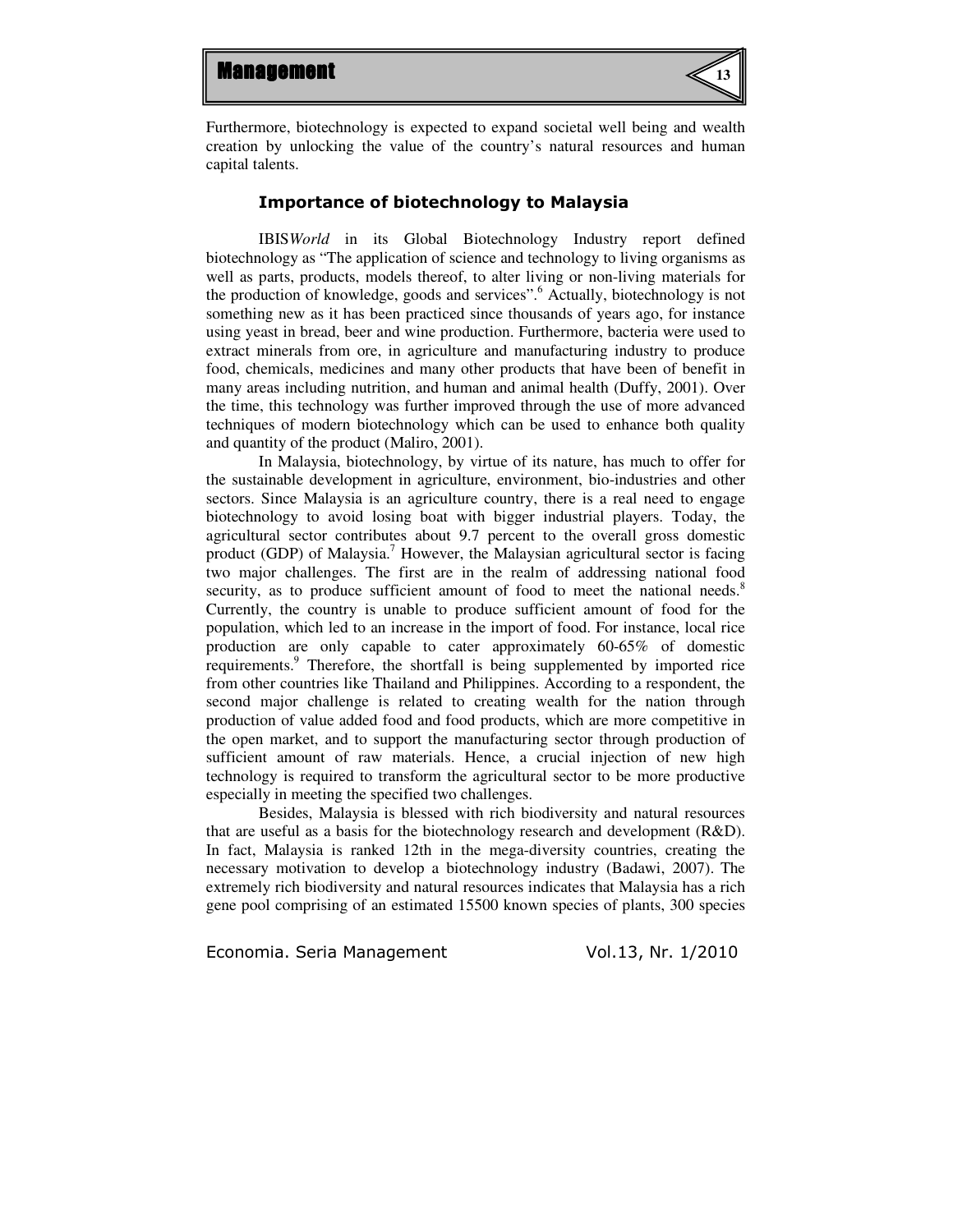Furthermore, biotechnology is expected to expand societal well being and wealth creation by unlocking the value of the country's natural resources and human capital talents.

### Importance of biotechnology to Malaysia

IBIS*World* in its Global Biotechnology Industry report defined biotechnology as "The application of science and technology to living organisms as well as parts, products, models thereof, to alter living or non-living materials for the production of knowledge, goods and services".[6] Actually, biotechnology is not something new as it has been practiced since thousands of years ago, for instance using yeast in bread, beer and wine production. Furthermore, bacteria were used to extract minerals from ore, in agriculture and manufacturing industry to produce food, chemicals, medicines and many other products that have been of benefit in many areas including nutrition, and human and animal health (Duffy, 2001). Over the time, this technology was further improved through the use of more advanced techniques of modern biotechnology which can be used to enhance both quality and quantity of the product (Maliro, 2001).

In Malaysia, biotechnology, by virtue of its nature, has much to offer for the sustainable development in agriculture, environment, bio-industries and other sectors. Since Malaysia is an agriculture country, there is a real need to engage biotechnology to avoid losing boat with bigger industrial players. Today, the agricultural sector contributes about 9.7 percent to the overall gross domestic product (GDP) of Malaysia.[7] However, the Malaysian agricultural sector is facing two major challenges. The first are in the realm of addressing national food security, as to produce sufficient amount of food to meet the national needs.[8] Currently, the country is unable to produce sufficient amount of food for the population, which led to an increase in the import of food. For instance, local rice production are only capable to cater approximately 60-65% of domestic requirements.[9] Therefore, the shortfall is being supplemented by imported rice from other countries like Thailand and Philippines. According to a respondent, the second major challenge is related to creating wealth for the nation through production of value added food and food products, which are more competitive in the open market, and to support the manufacturing sector through production of sufficient amount of raw materials. Hence, a crucial injection of new high technology is required to transform the agricultural sector to be more productive especially in meeting the specified two challenges.

Besides, Malaysia is blessed with rich biodiversity and natural resources that are useful as a basis for the biotechnology research and development (R&D). In fact, Malaysia is ranked 12th in the mega-diversity countries, creating the necessary motivation to develop a biotechnology industry (Badawi, 2007). The extremely rich biodiversity and natural resources indicates that Malaysia has a rich gene pool comprising of an estimated 15500 known species of plants, 300 species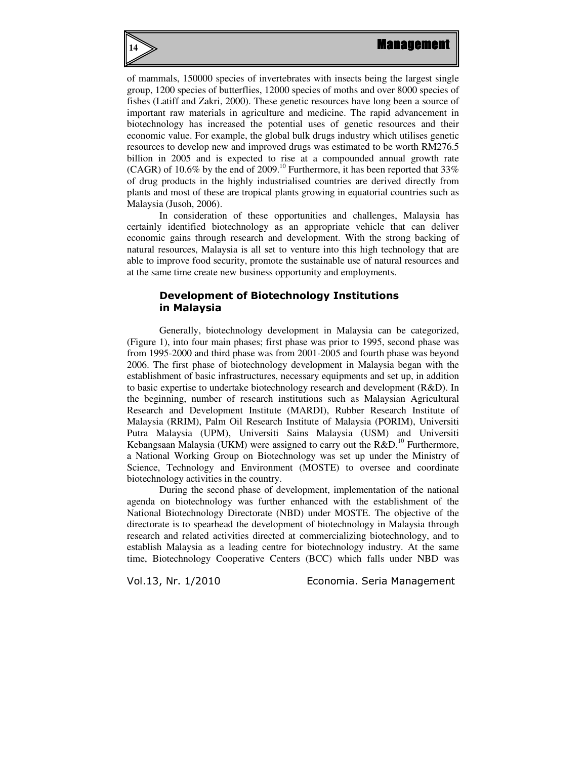of mammals, 150000 species of invertebrates with insects being the largest single group, 1200 species of butterflies, 12000 species of moths and over 8000 species of fishes (Latiff and Zakri, 2000). These genetic resources have long been a source of important raw materials in agriculture and medicine. The rapid advancement in biotechnology has increased the potential uses of genetic resources and their economic value. For example, the global bulk drugs industry which utilises genetic resources to develop new and improved drugs was estimated to be worth RM276.5 billion in 2005 and is expected to rise at a compounded annual growth rate (CAGR) of 10.6% by the end of 2009.[10] Furthermore, it has been reported that 33% of drug products in the highly industrialised countries are derived directly from plants and most of these are tropical plants growing in equatorial countries such as Malaysia (Jusoh, 2006).

In consideration of these opportunities and challenges, Malaysia has certainly identified biotechnology as an appropriate vehicle that can deliver economic gains through research and development. With the strong backing of natural resources, Malaysia is all set to venture into this high technology that are able to improve food security, promote the sustainable use of natural resources and at the same time create new business opportunity and employments.

## Development of Biotechnology Institutions in Malaysia

Generally, biotechnology development in Malaysia can be categorized, (Figure 1), into four main phases; first phase was prior to 1995, second phase was from 1995-2000 and third phase was from 2001-2005 and fourth phase was beyond 2006. The first phase of biotechnology development in Malaysia began with the establishment of basic infrastructures, necessary equipments and set up, in addition to basic expertise to undertake biotechnology research and development (R&D). In the beginning, number of research institutions such as Malaysian Agricultural Research and Development Institute (MARDI), Rubber Research Institute of Malaysia (RRIM), Palm Oil Research Institute of Malaysia (PORIM), Universiti Putra Malaysia (UPM), Universiti Sains Malaysia (USM) and Universiti Kebangsaan Malaysia (UKM) were assigned to carry out the R&D.[10] Furthermore, a National Working Group on Biotechnology was set up under the Ministry of Science, Technology and Environment (MOSTE) to oversee and coordinate biotechnology activities in the country.

During the second phase of development, implementation of the national agenda on biotechnology was further enhanced with the establishment of the National Biotechnology Directorate (NBD) under MOSTE. The objective of the directorate is to spearhead the development of biotechnology in Malaysia through research and related activities directed at commercializing biotechnology, and to establish Malaysia as a leading centre for biotechnology industry. At the same time, Biotechnology Cooperative Centers (BCC) which falls under NBD was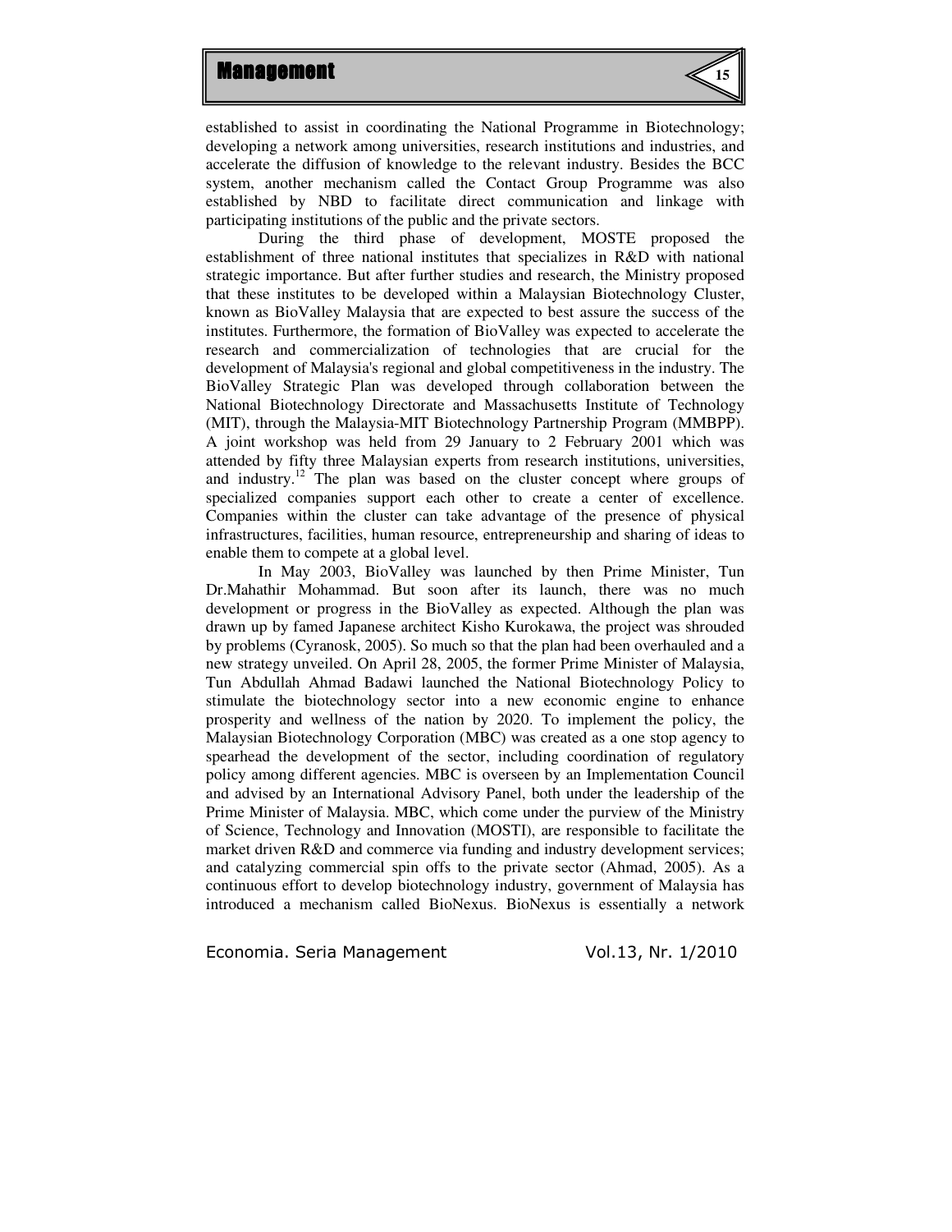established to assist in coordinating the National Programme in Biotechnology; developing a network among universities, research institutions and industries, and accelerate the diffusion of knowledge to the relevant industry. Besides the BCC system, another mechanism called the Contact Group Programme was also established by NBD to facilitate direct communication and linkage with participating institutions of the public and the private sectors.

During the third phase of development, MOSTE proposed the establishment of three national institutes that specializes in R&D with national strategic importance. But after further studies and research, the Ministry proposed that these institutes to be developed within a Malaysian Biotechnology Cluster, known as BioValley Malaysia that are expected to best assure the success of the institutes. Furthermore, the formation of BioValley was expected to accelerate the research and commercialization of technologies that are crucial for the development of Malaysia's regional and global competitiveness in the industry. The BioValley Strategic Plan was developed through collaboration between the National Biotechnology Directorate and Massachusetts Institute of Technology (MIT), through the Malaysia-MIT Biotechnology Partnership Program (MMBPP). A joint workshop was held from 29 January to 2 February 2001 which was attended by fifty three Malaysian experts from research institutions, universities, and industry.[12] The plan was based on the cluster concept where groups of specialized companies support each other to create a center of excellence. Companies within the cluster can take advantage of the presence of physical infrastructures, facilities, human resource, entrepreneurship and sharing of ideas to enable them to compete at a global level.

In May 2003, BioValley was launched by then Prime Minister, Tun Dr.Mahathir Mohammad. But soon after its launch, there was no much development or progress in the BioValley as expected. Although the plan was drawn up by famed Japanese architect Kisho Kurokawa, the project was shrouded by problems (Cyranosk, 2005). So much so that the plan had been overhauled and a new strategy unveiled. On April 28, 2005, the former Prime Minister of Malaysia, Tun Abdullah Ahmad Badawi launched the National Biotechnology Policy to stimulate the biotechnology sector into a new economic engine to enhance prosperity and wellness of the nation by 2020. To implement the policy, the Malaysian Biotechnology Corporation (MBC) was created as a one stop agency to spearhead the development of the sector, including coordination of regulatory policy among different agencies. MBC is overseen by an Implementation Council and advised by an International Advisory Panel, both under the leadership of the Prime Minister of Malaysia. MBC, which come under the purview of the Ministry of Science, Technology and Innovation (MOSTI), are responsible to facilitate the market driven R&D and commerce via funding and industry development services; and catalyzing commercial spin offs to the private sector (Ahmad, 2005). As a continuous effort to develop biotechnology industry, government of Malaysia has introduced a mechanism called BioNexus. BioNexus is essentially a network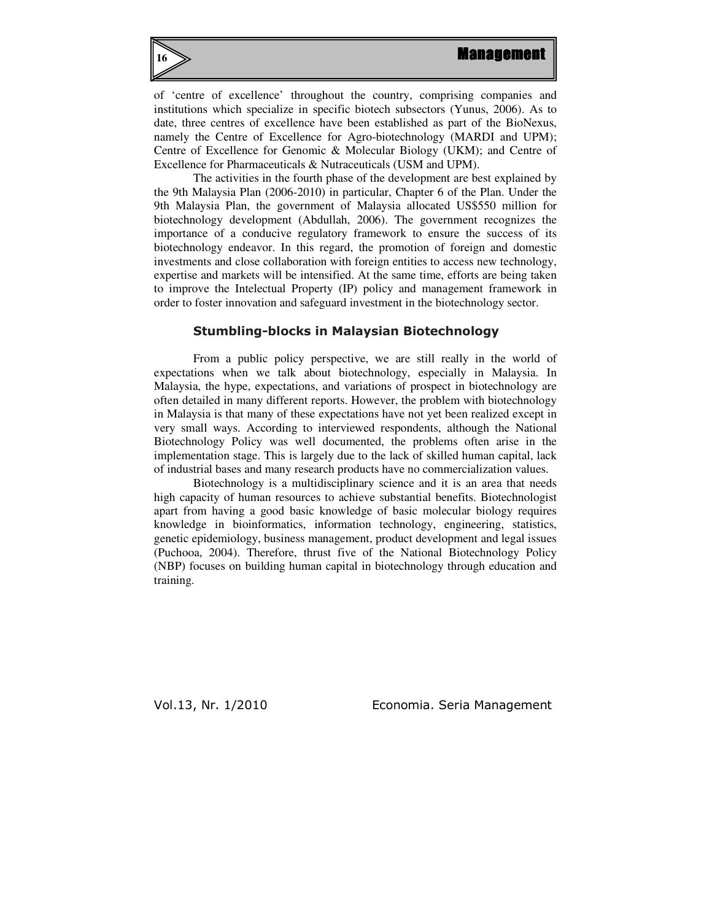of 'centre of excellence' throughout the country, comprising companies and institutions which specialize in specific biotech subsectors (Yunus, 2006). As to date, three centres of excellence have been established as part of the BioNexus, namely the Centre of Excellence for Agro-biotechnology (MARDI and UPM); Centre of Excellence for Genomic & Molecular Biology (UKM); and Centre of Excellence for Pharmaceuticals & Nutraceuticals (USM and UPM).

The activities in the fourth phase of the development are best explained by the 9th Malaysia Plan (2006-2010) in particular, Chapter 6 of the Plan. Under the 9th Malaysia Plan, the government of Malaysia allocated US$550 million for biotechnology development (Abdullah, 2006). The government recognizes the importance of a conducive regulatory framework to ensure the success of its biotechnology endeavor. In this regard, the promotion of foreign and domestic investments and close collaboration with foreign entities to access new technology, expertise and markets will be intensified. At the same time, efforts are being taken to improve the Intelectual Property (IP) policy and management framework in order to foster innovation and safeguard investment in the biotechnology sector.

## Stumbling-blocks in Malaysian Biotechnology

From a public policy perspective, we are still really in the world of expectations when we talk about biotechnology, especially in Malaysia. In Malaysia, the hype, expectations, and variations of prospect in biotechnology are often detailed in many different reports. However, the problem with biotechnology in Malaysia is that many of these expectations have not yet been realized except in very small ways. According to interviewed respondents, although the National Biotechnology Policy was well documented, the problems often arise in the implementation stage. This is largely due to the lack of skilled human capital, lack of industrial bases and many research products have no commercialization values.

Biotechnology is a multidisciplinary science and it is an area that needs high capacity of human resources to achieve substantial benefits. Biotechnologist apart from having a good basic knowledge of basic molecular biology requires knowledge in bioinformatics, information technology, engineering, statistics, genetic epidemiology, business management, product development and legal issues (Puchooa, 2004). Therefore, thrust five of the National Biotechnology Policy (NBP) focuses on building human capital in biotechnology through education and training.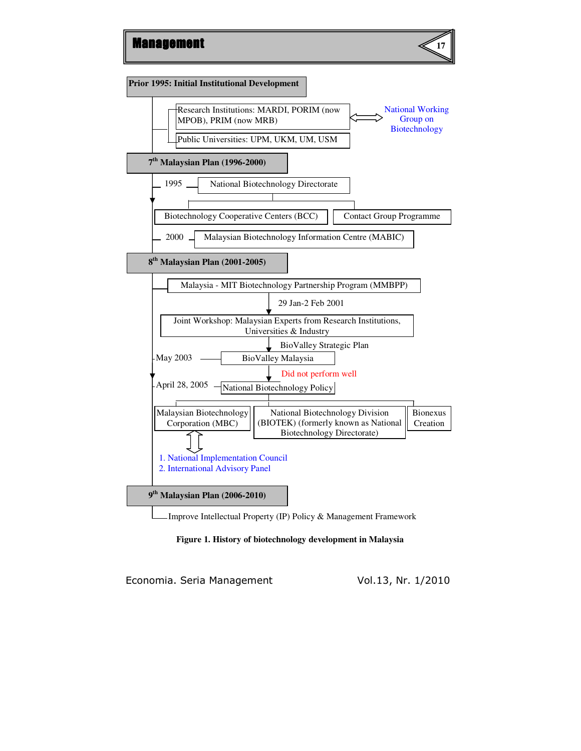**Prior 1995: Initial Institutional Development**

- Research Institutions: MARDI, PORIM (now MPOB), PRIM (now MRB) ⇔ National Working Group on Biotechnology
- Public Universities: UPM, UKM, UM, USM

**7th Malaysian Plan (1996-2000)**

- 1995 — National Biotechnology Directorate
  - Biotechnology Cooperative Centers (BCC)
  - Contact Group Programme
- 2000 — Malaysian Biotechnology Information Centre (MABIC)

**8th Malaysian Plan (2001-2005)**

- Malaysia - MIT Biotechnology Partnership Program (MMBPP)
  - 29 Jan-2 Feb 2001 → Joint Workshop: Malaysian Experts from Research Institutions, Universities & Industry
  - BioValley Strategic Plan →
- May 2003 — BioValley Malaysia
  - Did not perform well →
- April 28, 2005 — National Biotechnology Policy
  - Malaysian Biotechnology Corporation (MBC) ⇕
    1. National Implementation Council
    2. International Advisory Panel
  - National Biotechnology Division (BIOTEK) (formerly known as National Biotechnology Directorate)
  - Bionexus Creation

**9th Malaysian Plan (2006-2010)**

- Improve Intellectual Property (IP) Policy & Management Framework

**Figure 1. History of biotechnology development in Malaysia**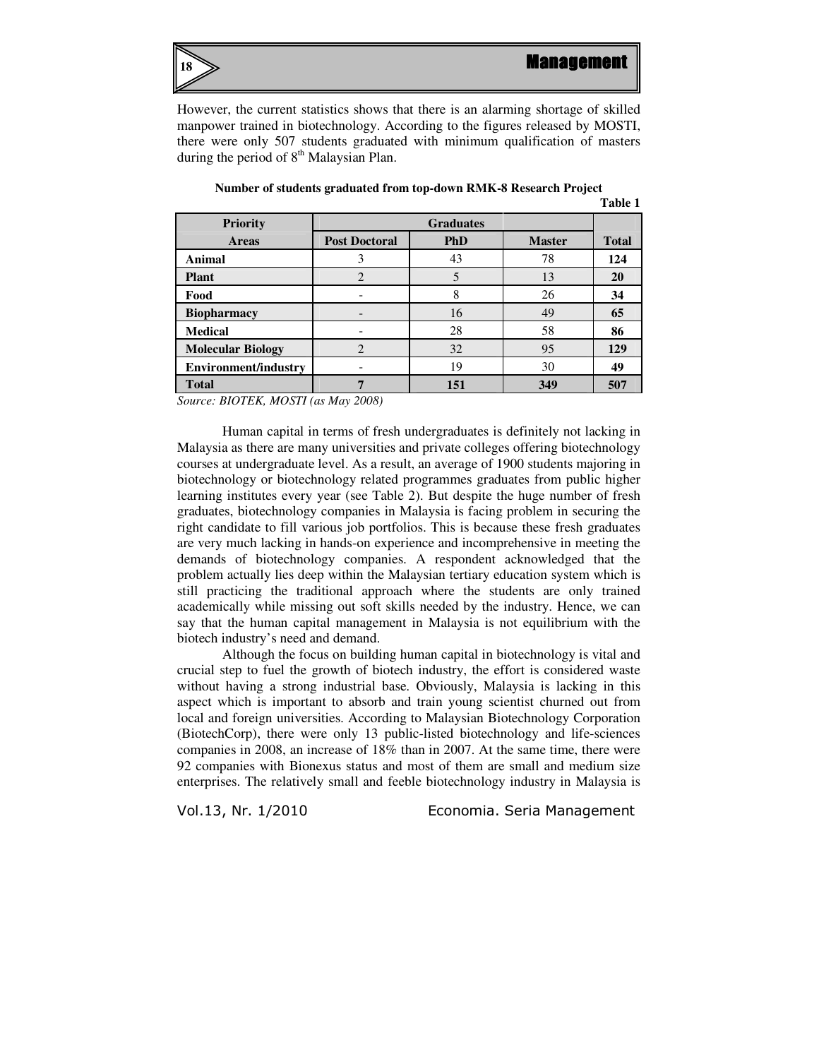However, the current statistics shows that there is an alarming shortage of skilled manpower trained in biotechnology. According to the figures released by MOSTI, there were only 507 students graduated with minimum qualification of masters during the period of 8th Malaysian Plan.

**Number of students graduated from top-down RMK-8 Research Project**

**Table 1**

| Priority | Graduates | | | |
|---|---|---|---|---|
| **Areas** | **Post Doctoral** | **PhD** | **Master** | **Total** |
| **Animal** | 3 | 43 | 78 | **124** |
| **Plant** | 2 | 5 | 13 | **20** |
| **Food** | - | 8 | 26 | **34** |
| **Biopharmacy** | - | 16 | 49 | **65** |
| **Medical** | - | 28 | 58 | **86** |
| **Molecular Biology** | 2 | 32 | 95 | **129** |
| **Environment/industry** | - | 19 | 30 | **49** |
| **Total** | **7** | **151** | **349** | **507** |

*Source: BIOTEK, MOSTI (as May 2008)*

Human capital in terms of fresh undergraduates is definitely not lacking in Malaysia as there are many universities and private colleges offering biotechnology courses at undergraduate level. As a result, an average of 1900 students majoring in biotechnology or biotechnology related programmes graduates from public higher learning institutes every year (see Table 2). But despite the huge number of fresh graduates, biotechnology companies in Malaysia is facing problem in securing the right candidate to fill various job portfolios. This is because these fresh graduates are very much lacking in hands-on experience and incomprehensive in meeting the demands of biotechnology companies. A respondent acknowledged that the problem actually lies deep within the Malaysian tertiary education system which is still practicing the traditional approach where the students are only trained academically while missing out soft skills needed by the industry. Hence, we can say that the human capital management in Malaysia is not equilibrium with the biotech industry's need and demand.

Although the focus on building human capital in biotechnology is vital and crucial step to fuel the growth of biotech industry, the effort is considered waste without having a strong industrial base. Obviously, Malaysia is lacking in this aspect which is important to absorb and train young scientist churned out from local and foreign universities. According to Malaysian Biotechnology Corporation (BiotechCorp), there were only 13 public-listed biotechnology and life-sciences companies in 2008, an increase of 18% than in 2007. At the same time, there were 92 companies with Bionexus status and most of them are small and medium size enterprises. The relatively small and feeble biotechnology industry in Malaysia is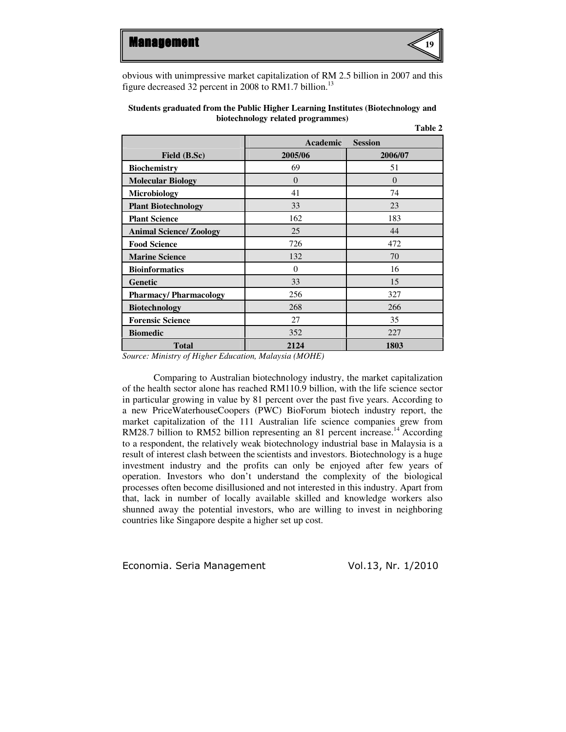obvious with unimpressive market capitalization of RM 2.5 billion in 2007 and this figure decreased 32 percent in 2008 to RM1.7 billion.[13]

**Students graduated from the Public Higher Learning Institutes (Biotechnology and biotechnology related programmes)**

**Table 2**

| | Academic Session | |
|---|---|---|
| **Field (B.Sc)** | **2005/06** | **2006/07** |
| **Biochemistry** | 69 | 51 |
| **Molecular Biology** | 0 | 0 |
| **Microbiology** | 41 | 74 |
| **Plant Biotechnology** | 33 | 23 |
| **Plant Science** | 162 | 183 |
| **Animal Science/ Zoology** | 25 | 44 |
| **Food Science** | 726 | 472 |
| **Marine Science** | 132 | 70 |
| **Bioinformatics** | 0 | 16 |
| **Genetic** | 33 | 15 |
| **Pharmacy/ Pharmacology** | 256 | 327 |
| **Biotechnology** | 268 | 266 |
| **Forensic Science** | 27 | 35 |
| **Biomedic** | 352 | 227 |
| **Total** | **2124** | **1803** |

*Source: Ministry of Higher Education, Malaysia (MOHE)*

Comparing to Australian biotechnology industry, the market capitalization of the health sector alone has reached RM110.9 billion, with the life science sector in particular growing in value by 81 percent over the past five years. According to a new PriceWaterhouseCoopers (PWC) BioForum biotech industry report, the market capitalization of the 111 Australian life science companies grew from RM28.7 billion to RM52 billion representing an 81 percent increase.[14] According to a respondent, the relatively weak biotechnology industrial base in Malaysia is a result of interest clash between the scientists and investors. Biotechnology is a huge investment industry and the profits can only be enjoyed after few years of operation. Investors who don't understand the complexity of the biological processes often become disillusioned and not interested in this industry. Apart from that, lack in number of locally available skilled and knowledge workers also shunned away the potential investors, who are willing to invest in neighboring countries like Singapore despite a higher set up cost.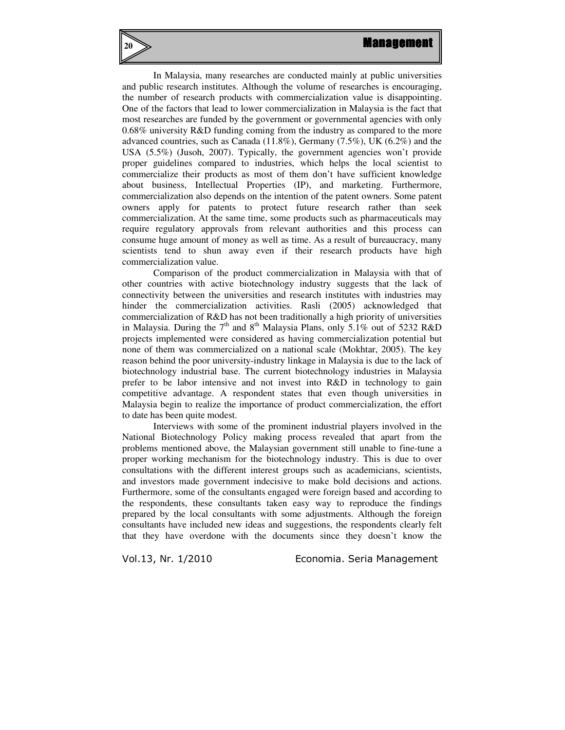In Malaysia, many researches are conducted mainly at public universities and public research institutes. Although the volume of researches is encouraging, the number of research products with commercialization value is disappointing. One of the factors that lead to lower commercialization in Malaysia is the fact that most researches are funded by the government or governmental agencies with only 0.68% university R&D funding coming from the industry as compared to the more advanced countries, such as Canada (11.8%), Germany (7.5%), UK (6.2%) and the USA (5.5%) (Jusoh, 2007). Typically, the government agencies won't provide proper guidelines compared to industries, which helps the local scientist to commercialize their products as most of them don't have sufficient knowledge about business, Intellectual Properties (IP), and marketing. Furthermore, commercialization also depends on the intention of the patent owners. Some patent owners apply for patents to protect future research rather than seek commercialization. At the same time, some products such as pharmaceuticals may require regulatory approvals from relevant authorities and this process can consume huge amount of money as well as time. As a result of bureaucracy, many scientists tend to shun away even if their research products have high commercialization value.

Comparison of the product commercialization in Malaysia with that of other countries with active biotechnology industry suggests that the lack of connectivity between the universities and research institutes with industries may hinder the commercialization activities. Rasli (2005) acknowledged that commercialization of R&D has not been traditionally a high priority of universities in Malaysia. During the 7th and 8th Malaysia Plans, only 5.1% out of 5232 R&D projects implemented were considered as having commercialization potential but none of them was commercialized on a national scale (Mokhtar, 2005). The key reason behind the poor university-industry linkage in Malaysia is due to the lack of biotechnology industrial base. The current biotechnology industries in Malaysia prefer to be labor intensive and not invest into R&D in technology to gain competitive advantage. A respondent states that even though universities in Malaysia begin to realize the importance of product commercialization, the effort to date has been quite modest.

Interviews with some of the prominent industrial players involved in the National Biotechnology Policy making process revealed that apart from the problems mentioned above, the Malaysian government still unable to fine-tune a proper working mechanism for the biotechnology industry. This is due to over consultations with the different interest groups such as academicians, scientists, and investors made government indecisive to make bold decisions and actions. Furthermore, some of the consultants engaged were foreign based and according to the respondents, these consultants taken easy way to reproduce the findings prepared by the local consultants with some adjustments. Although the foreign consultants have included new ideas and suggestions, the respondents clearly felt that they have overdone with the documents since they doesn't know the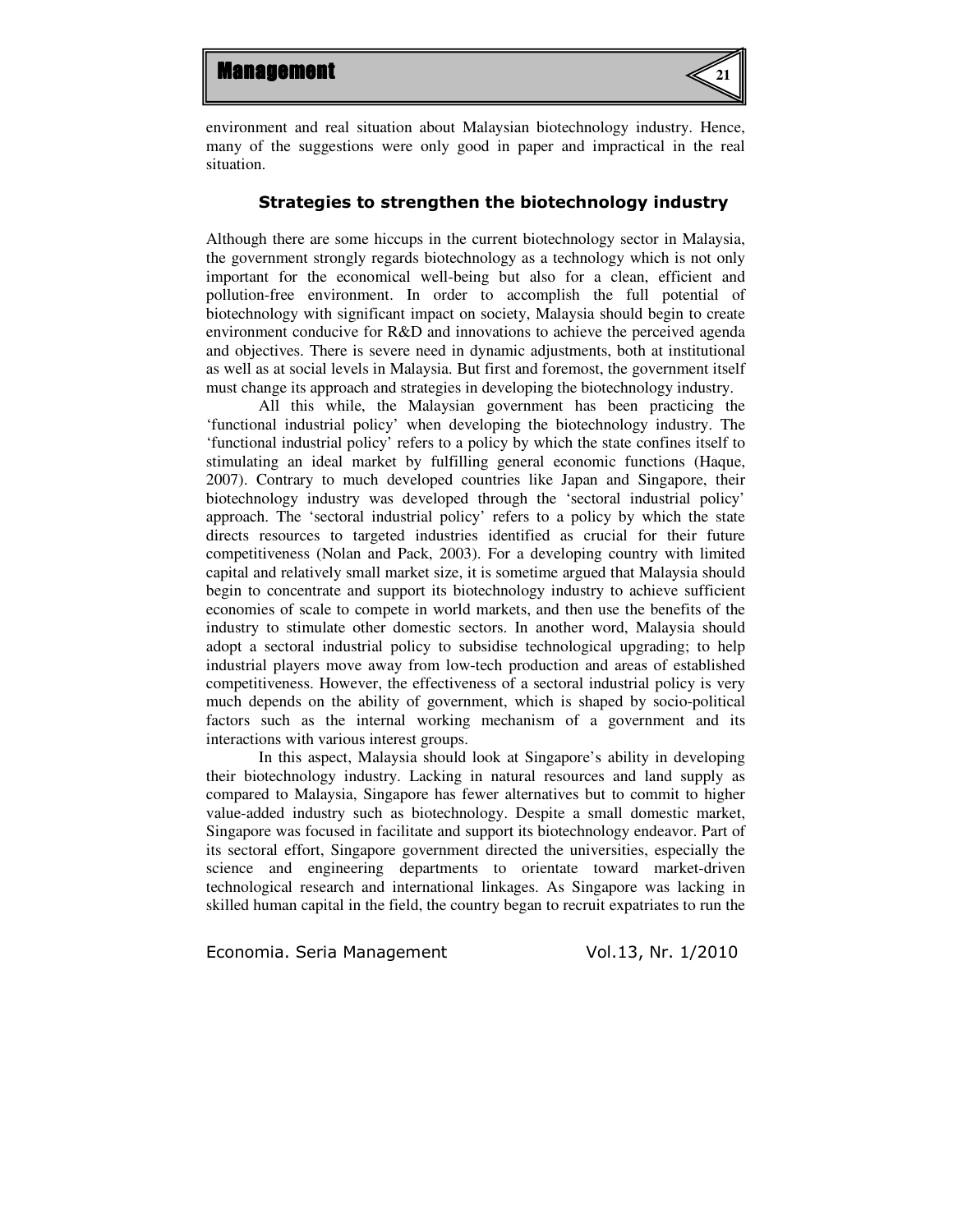environment and real situation about Malaysian biotechnology industry. Hence, many of the suggestions were only good in paper and impractical in the real situation.

## Strategies to strengthen the biotechnology industry

Although there are some hiccups in the current biotechnology sector in Malaysia, the government strongly regards biotechnology as a technology which is not only important for the economical well-being but also for a clean, efficient and pollution-free environment. In order to accomplish the full potential of biotechnology with significant impact on society, Malaysia should begin to create environment conducive for R&D and innovations to achieve the perceived agenda and objectives. There is severe need in dynamic adjustments, both at institutional as well as at social levels in Malaysia. But first and foremost, the government itself must change its approach and strategies in developing the biotechnology industry.

All this while, the Malaysian government has been practicing the 'functional industrial policy' when developing the biotechnology industry. The 'functional industrial policy' refers to a policy by which the state confines itself to stimulating an ideal market by fulfilling general economic functions (Haque, 2007). Contrary to much developed countries like Japan and Singapore, their biotechnology industry was developed through the 'sectoral industrial policy' approach. The 'sectoral industrial policy' refers to a policy by which the state directs resources to targeted industries identified as crucial for their future competitiveness (Nolan and Pack, 2003). For a developing country with limited capital and relatively small market size, it is sometime argued that Malaysia should begin to concentrate and support its biotechnology industry to achieve sufficient economies of scale to compete in world markets, and then use the benefits of the industry to stimulate other domestic sectors. In another word, Malaysia should adopt a sectoral industrial policy to subsidise technological upgrading; to help industrial players move away from low-tech production and areas of established competitiveness. However, the effectiveness of a sectoral industrial policy is very much depends on the ability of government, which is shaped by socio-political factors such as the internal working mechanism of a government and its interactions with various interest groups.

In this aspect, Malaysia should look at Singapore's ability in developing their biotechnology industry. Lacking in natural resources and land supply as compared to Malaysia, Singapore has fewer alternatives but to commit to higher value-added industry such as biotechnology. Despite a small domestic market, Singapore was focused in facilitate and support its biotechnology endeavor. Part of its sectoral effort, Singapore government directed the universities, especially the science and engineering departments to orientate toward market-driven technological research and international linkages. As Singapore was lacking in skilled human capital in the field, the country began to recruit expatriates to run the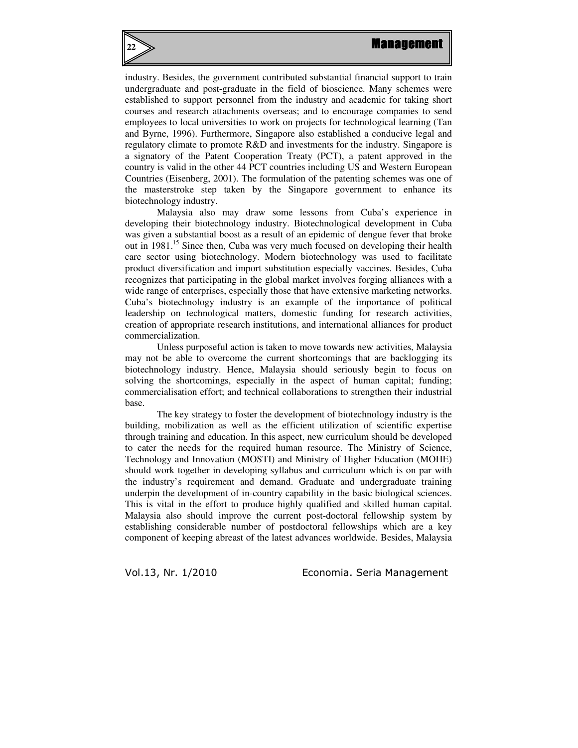industry. Besides, the government contributed substantial financial support to train undergraduate and post-graduate in the field of bioscience. Many schemes were established to support personnel from the industry and academic for taking short courses and research attachments overseas; and to encourage companies to send employees to local universities to work on projects for technological learning (Tan and Byrne, 1996). Furthermore, Singapore also established a conducive legal and regulatory climate to promote R&D and investments for the industry. Singapore is a signatory of the Patent Cooperation Treaty (PCT), a patent approved in the country is valid in the other 44 PCT countries including US and Western European Countries (Eisenberg, 2001). The formulation of the patenting schemes was one of the masterstroke step taken by the Singapore government to enhance its biotechnology industry.

Malaysia also may draw some lessons from Cuba's experience in developing their biotechnology industry. Biotechnological development in Cuba was given a substantial boost as a result of an epidemic of dengue fever that broke out in 1981.[15] Since then, Cuba was very much focused on developing their health care sector using biotechnology. Modern biotechnology was used to facilitate product diversification and import substitution especially vaccines. Besides, Cuba recognizes that participating in the global market involves forging alliances with a wide range of enterprises, especially those that have extensive marketing networks. Cuba's biotechnology industry is an example of the importance of political leadership on technological matters, domestic funding for research activities, creation of appropriate research institutions, and international alliances for product commercialization.

Unless purposeful action is taken to move towards new activities, Malaysia may not be able to overcome the current shortcomings that are backlogging its biotechnology industry. Hence, Malaysia should seriously begin to focus on solving the shortcomings, especially in the aspect of human capital; funding; commercialisation effort; and technical collaborations to strengthen their industrial base.

The key strategy to foster the development of biotechnology industry is the building, mobilization as well as the efficient utilization of scientific expertise through training and education. In this aspect, new curriculum should be developed to cater the needs for the required human resource. The Ministry of Science, Technology and Innovation (MOSTI) and Ministry of Higher Education (MOHE) should work together in developing syllabus and curriculum which is on par with the industry's requirement and demand. Graduate and undergraduate training underpin the development of in-country capability in the basic biological sciences. This is vital in the effort to produce highly qualified and skilled human capital. Malaysia also should improve the current post-doctoral fellowship system by establishing considerable number of postdoctoral fellowships which are a key component of keeping abreast of the latest advances worldwide. Besides, Malaysia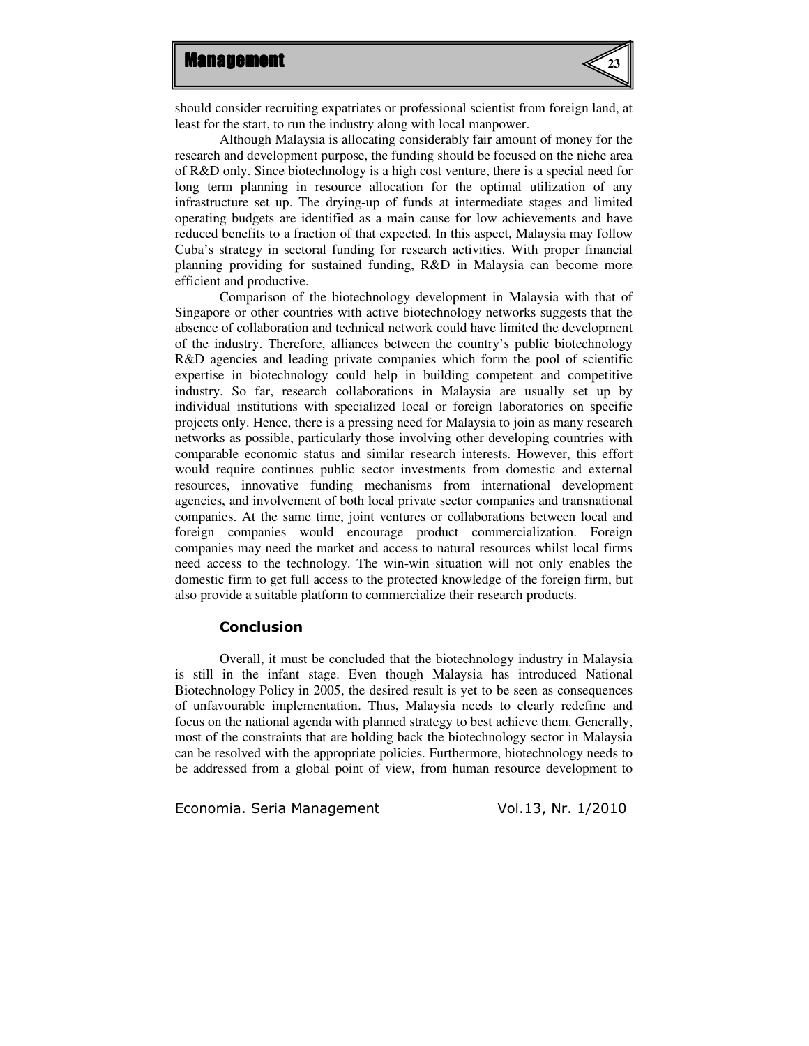should consider recruiting expatriates or professional scientist from foreign land, at least for the start, to run the industry along with local manpower.

Although Malaysia is allocating considerably fair amount of money for the research and development purpose, the funding should be focused on the niche area of R&D only. Since biotechnology is a high cost venture, there is a special need for long term planning in resource allocation for the optimal utilization of any infrastructure set up. The drying-up of funds at intermediate stages and limited operating budgets are identified as a main cause for low achievements and have reduced benefits to a fraction of that expected. In this aspect, Malaysia may follow Cuba's strategy in sectoral funding for research activities. With proper financial planning providing for sustained funding, R&D in Malaysia can become more efficient and productive.

Comparison of the biotechnology development in Malaysia with that of Singapore or other countries with active biotechnology networks suggests that the absence of collaboration and technical network could have limited the development of the industry. Therefore, alliances between the country's public biotechnology R&D agencies and leading private companies which form the pool of scientific expertise in biotechnology could help in building competent and competitive industry. So far, research collaborations in Malaysia are usually set up by individual institutions with specialized local or foreign laboratories on specific projects only. Hence, there is a pressing need for Malaysia to join as many research networks as possible, particularly those involving other developing countries with comparable economic status and similar research interests. However, this effort would require continues public sector investments from domestic and external resources, innovative funding mechanisms from international development agencies, and involvement of both local private sector companies and transnational companies. At the same time, joint ventures or collaborations between local and foreign companies would encourage product commercialization. Foreign companies may need the market and access to natural resources whilst local firms need access to the technology. The win-win situation will not only enables the domestic firm to get full access to the protected knowledge of the foreign firm, but also provide a suitable platform to commercialize their research products.

## Conclusion

Overall, it must be concluded that the biotechnology industry in Malaysia is still in the infant stage. Even though Malaysia has introduced National Biotechnology Policy in 2005, the desired result is yet to be seen as consequences of unfavourable implementation. Thus, Malaysia needs to clearly redefine and focus on the national agenda with planned strategy to best achieve them. Generally, most of the constraints that are holding back the biotechnology sector in Malaysia can be resolved with the appropriate policies. Furthermore, biotechnology needs to be addressed from a global point of view, from human resource development to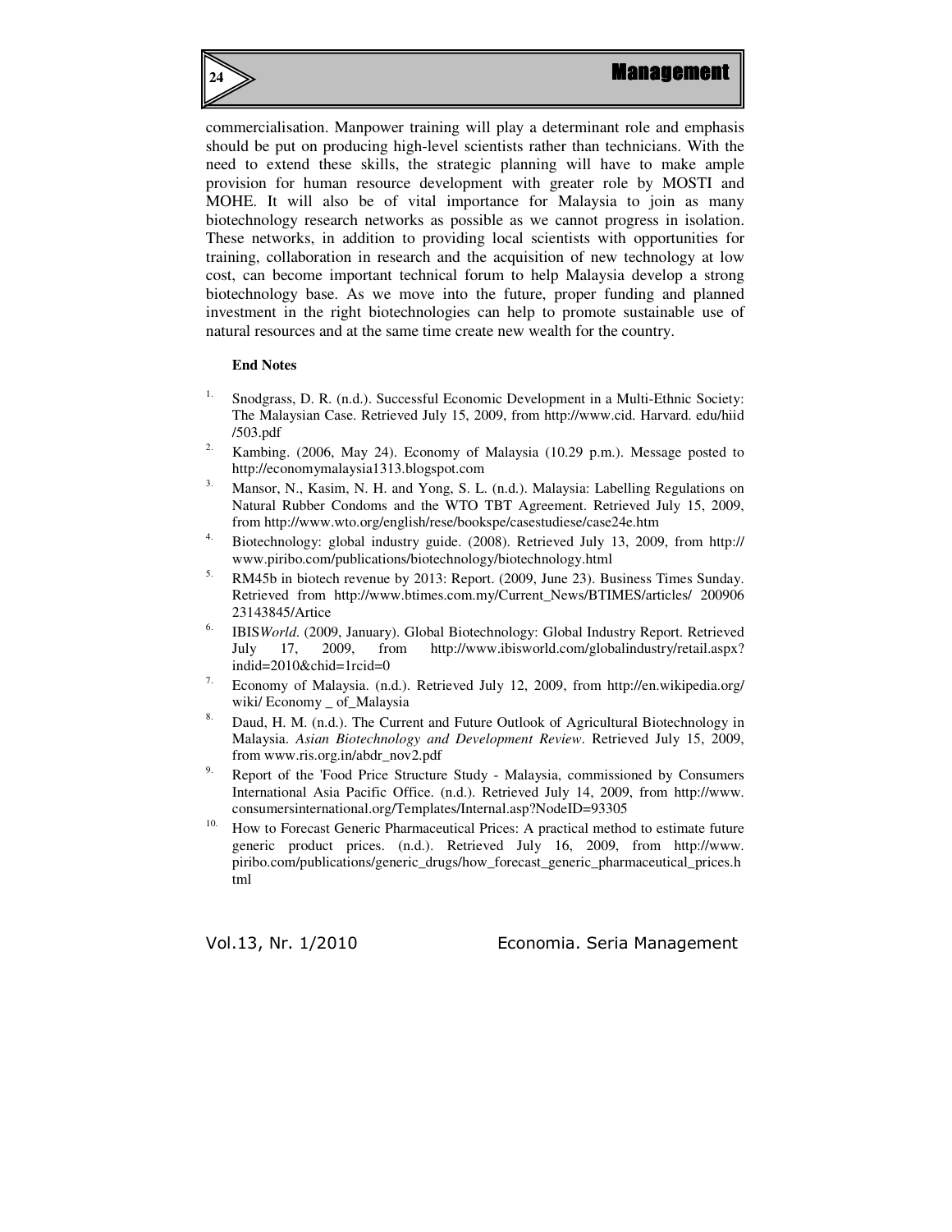commercialisation. Manpower training will play a determinant role and emphasis should be put on producing high-level scientists rather than technicians. With the need to extend these skills, the strategic planning will have to make ample provision for human resource development with greater role by MOSTI and MOHE. It will also be of vital importance for Malaysia to join as many biotechnology research networks as possible as we cannot progress in isolation. These networks, in addition to providing local scientists with opportunities for training, collaboration in research and the acquisition of new technology at low cost, can become important technical forum to help Malaysia develop a strong biotechnology base. As we move into the future, proper funding and planned investment in the right biotechnologies can help to promote sustainable use of natural resources and at the same time create new wealth for the country.

**End Notes**

1. Snodgrass, D. R. (n.d.). Successful Economic Development in a Multi-Ethnic Society: The Malaysian Case. Retrieved July 15, 2009, from http://www.cid. Harvard. edu/hiid /503.pdf
2. Kambing. (2006, May 24). Economy of Malaysia (10.29 p.m.). Message posted to http://economymalaysia1313.blogspot.com
3. Mansor, N., Kasim, N. H. and Yong, S. L. (n.d.). Malaysia: Labelling Regulations on Natural Rubber Condoms and the WTO TBT Agreement. Retrieved July 15, 2009, from http://www.wto.org/english/rese/bookspe/casestudiese/case24e.htm
4. Biotechnology: global industry guide. (2008). Retrieved July 13, 2009, from http:// www.piribo.com/publications/biotechnology/biotechnology.html
5. RM45b in biotech revenue by 2013: Report. (2009, June 23). Business Times Sunday. Retrieved from http://www.btimes.com.my/Current_News/BTIMES/articles/ 200906 23143845/Artice
6. IBIS*World*. (2009, January). Global Biotechnology: Global Industry Report. Retrieved July 17, 2009, from http://www.ibisworld.com/globalindustry/retail.aspx? indid=2010&chid=1rcid=0
7. Economy of Malaysia. (n.d.). Retrieved July 12, 2009, from http://en.wikipedia.org/ wiki/ Economy _ of_Malaysia
8. Daud, H. M. (n.d.). The Current and Future Outlook of Agricultural Biotechnology in Malaysia. *Asian Biotechnology and Development Review*. Retrieved July 15, 2009, from www.ris.org.in/abdr_nov2.pdf
9. Report of the 'Food Price Structure Study - Malaysia, commissioned by Consumers International Asia Pacific Office. (n.d.). Retrieved July 14, 2009, from http://www. consumersinternational.org/Templates/Internal.asp?NodeID=93305
10. How to Forecast Generic Pharmaceutical Prices: A practical method to estimate future generic product prices. (n.d.). Retrieved July 16, 2009, from http://www. piribo.com/publications/generic_drugs/how_forecast_generic_pharmaceutical_prices.h tml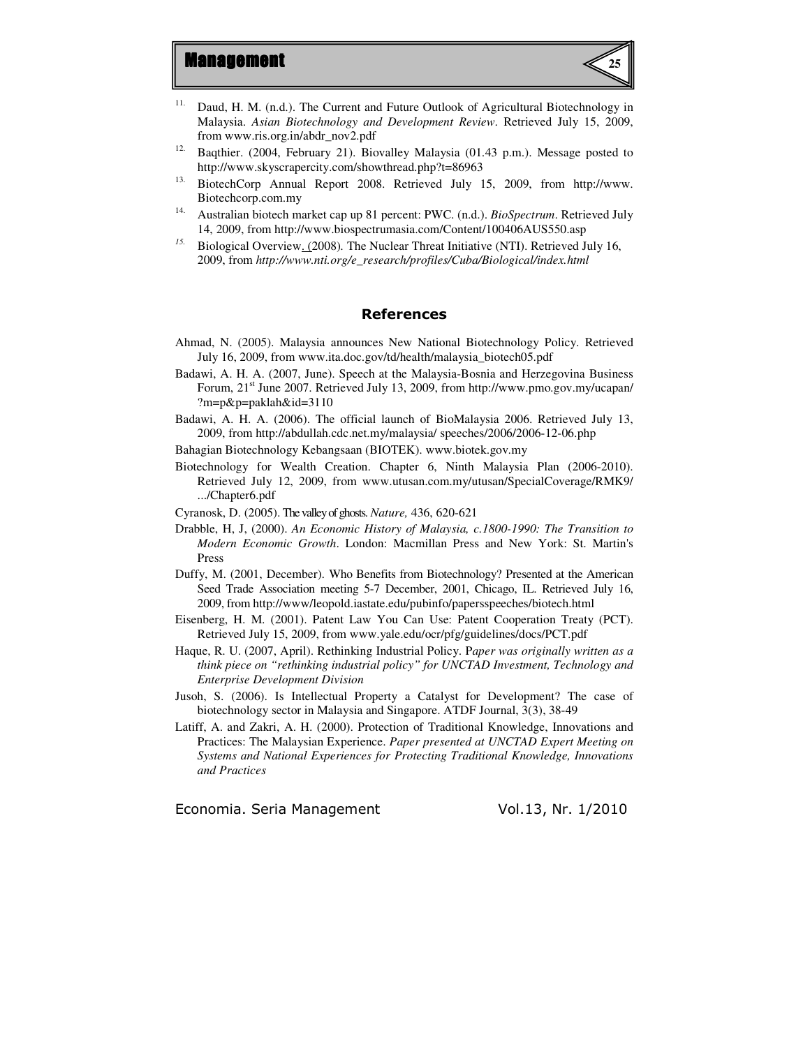11. Daud, H. M. (n.d.). The Current and Future Outlook of Agricultural Biotechnology in Malaysia. *Asian Biotechnology and Development Review*. Retrieved July 15, 2009, from www.ris.org.in/abdr_nov2.pdf
12. Baqthier. (2004, February 21). Biovalley Malaysia (01.43 p.m.). Message posted to http://www.skyscrapercity.com/showthread.php?t=86963
13. BiotechCorp Annual Report 2008. Retrieved July 15, 2009, from http://www. Biotechcorp.com.my
14. Australian biotech market cap up 81 percent: PWC. (n.d.). *BioSpectrum*. Retrieved July 14, 2009, from http://www.biospectrumasia.com/Content/100406AUS550.asp
15. Biological Overview. (2008). The Nuclear Threat Initiative (NTI). Retrieved July 16, 2009, from *http://www.nti.org/e_research/profiles/Cuba/Biological/index.html*

## References

Ahmad, N. (2005). Malaysia announces New National Biotechnology Policy. Retrieved July 16, 2009, from www.ita.doc.gov/td/health/malaysia_biotech05.pdf

Badawi, A. H. A. (2007, June). Speech at the Malaysia-Bosnia and Herzegovina Business Forum, 21st June 2007. Retrieved July 13, 2009, from http://www.pmo.gov.my/ucapan/?m=p&p=paklah&id=3110

Badawi, A. H. A. (2006). The official launch of BioMalaysia 2006. Retrieved July 13, 2009, from http://abdullah.cdc.net.my/malaysia/ speeches/2006/2006-12-06.php

Bahagian Biotechnology Kebangsaan (BIOTEK). www.biotek.gov.my

Biotechnology for Wealth Creation. Chapter 6, Ninth Malaysia Plan (2006-2010). Retrieved July 12, 2009, from www.utusan.com.my/utusan/SpecialCoverage/RMK9/.../Chapter6.pdf

Cyranosk, D. (2005). The valley of ghosts. *Nature,* 436, 620-621

Drabble, H, J, (2000). *An Economic History of Malaysia, c.1800-1990: The Transition to Modern Economic Growth*. London: Macmillan Press and New York: St. Martin's Press

Duffy, M. (2001, December). Who Benefits from Biotechnology? Presented at the American Seed Trade Association meeting 5-7 December, 2001, Chicago, IL. Retrieved July 16, 2009, from http://www/leopold.iastate.edu/pubinfo/papersspeeches/biotech.html

Eisenberg, H. M. (2001). Patent Law You Can Use: Patent Cooperation Treaty (PCT). Retrieved July 15, 2009, from www.yale.edu/ocr/pfg/guidelines/docs/PCT.pdf

Haque, R. U. (2007, April). Rethinking Industrial Policy. P*aper was originally written as a think piece on "rethinking industrial policy" for UNCTAD Investment, Technology and Enterprise Development Division*

Jusoh, S. (2006). Is Intellectual Property a Catalyst for Development? The case of biotechnology sector in Malaysia and Singapore. ATDF Journal, 3(3), 38-49

Latiff, A. and Zakri, A. H. (2000). Protection of Traditional Knowledge, Innovations and Practices: The Malaysian Experience. *Paper presented at UNCTAD Expert Meeting on Systems and National Experiences for Protecting Traditional Knowledge, Innovations and Practices*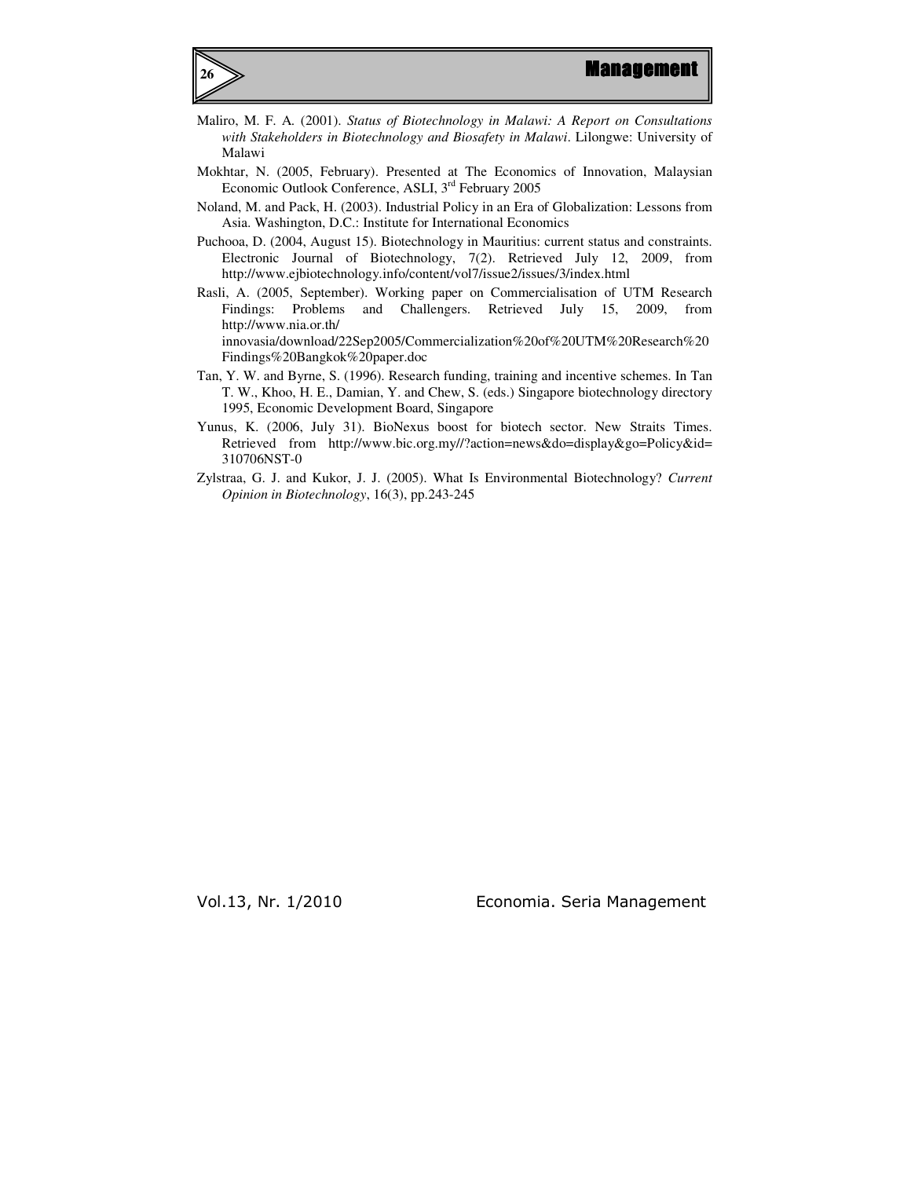Maliro, M. F. A. (2001). *Status of Biotechnology in Malawi: A Report on Consultations with Stakeholders in Biotechnology and Biosafety in Malawi*. Lilongwe: University of Malawi

Mokhtar, N. (2005, February). Presented at The Economics of Innovation, Malaysian Economic Outlook Conference, ASLI, 3rd February 2005

Noland, M. and Pack, H. (2003). Industrial Policy in an Era of Globalization: Lessons from Asia. Washington, D.C.: Institute for International Economics

Puchooa, D. (2004, August 15). Biotechnology in Mauritius: current status and constraints. Electronic Journal of Biotechnology, 7(2). Retrieved July 12, 2009, from http://www.ejbiotechnology.info/content/vol7/issue2/issues/3/index.html

Rasli, A. (2005, September). Working paper on Commercialisation of UTM Research Findings: Problems and Challengers. Retrieved July 15, 2009, from http://www.nia.or.th/ innovasia/download/22Sep2005/Commercialization%20of%20UTM%20Research%20 Findings%20Bangkok%20paper.doc

Tan, Y. W. and Byrne, S. (1996). Research funding, training and incentive schemes. In Tan T. W., Khoo, H. E., Damian, Y. and Chew, S. (eds.) Singapore biotechnology directory 1995, Economic Development Board, Singapore

Yunus, K. (2006, July 31). BioNexus boost for biotech sector. New Straits Times. Retrieved from http://www.bic.org.my//?action=news&do=display&go=Policy&id= 310706NST-0

Zylstraa, G. J. and Kukor, J. J. (2005). What Is Environmental Biotechnology? *Current Opinion in Biotechnology*, 16(3), pp.243-245